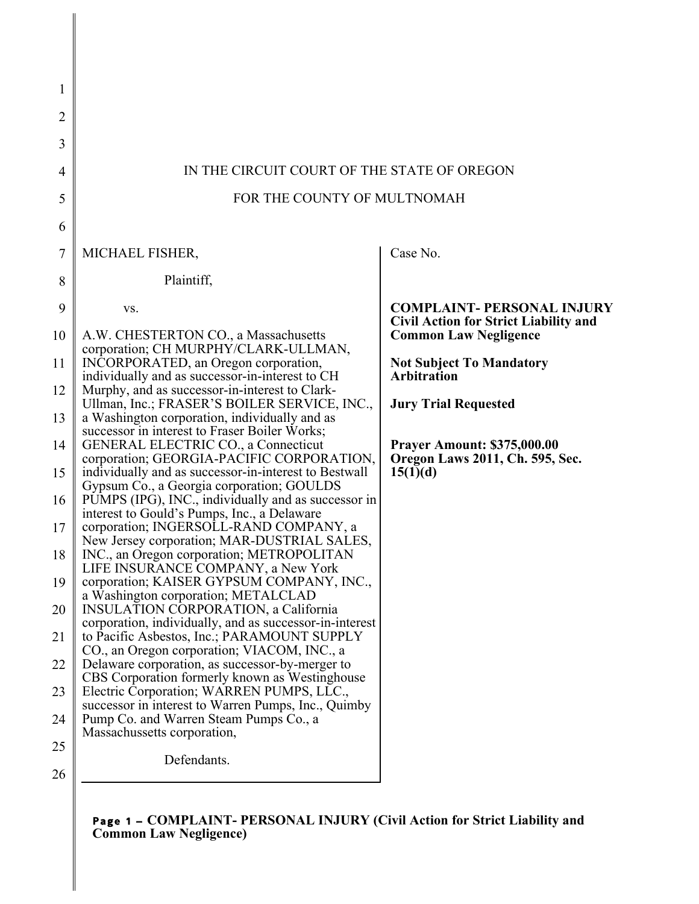IN THE CIRCUIT COURT OF THE STATE OF OREGON

FOR THE COUNTY OF MULTNOMAH

MICHAEL FISHER,

Plaintiff,

vs.

A.W. CHESTERTON CO., a Massachusetts corporation; CH MURPHY/CLARK-ULLMAN, INCORPORATED, an Oregon corporation, individually and as successor-in-interest to CH Murphy, and as successor-in-interest to Clark-Ullman, Inc.; FRASER'S BOILER SERVICE, INC., a Washington corporation, individually and as successor in interest to Fraser Boiler Works; GENERAL ELECTRIC CO., a Connecticut corporation; GEORGIA-PACIFIC CORPORATION, individually and as successor-in-interest to Bestwall Gypsum Co., a Georgia corporation; GOULDS PUMPS (IPG), INC., individually and as successor in interest to Gould's Pumps, Inc., a Delaware corporation; INGERSOLL-RAND COMPANY, a New Jersey corporation; MAR-DUSTRIAL SALES, INC., an Oregon corporation; METROPOLITAN LIFE INSURANCE COMPANY, a New York corporation; KAISER GYPSUM COMPANY, INC., a Washington corporation; METALCLAD INSULATION CORPORATION, a California corporation, individually, and as successor-in-interest to Pacific Asbestos, Inc.; PARAMOUNT SUPPLY CO., an Oregon corporation; VIACOM, INC., a Delaware corporation, as successor-by-merger to CBS Corporation formerly known as Westinghouse Electric Corporation; WARREN PUMPS, LLC., successor in interest to Warren Pumps, Inc., Quimby Pump Co. and Warren Steam Pumps Co., a Massachussetts corporation,

Defendants.

Case No.

**COMPLAINT- PERSONAL INJURY**
**Civil Action for Strict Liability and Common Law Negligence**

**Not Subject To Mandatory Arbitration**

**Jury Trial Requested**

**Prayer Amount: $375,000.00**
**Oregon Laws 2011, Ch. 595, Sec. 15(1)(d)**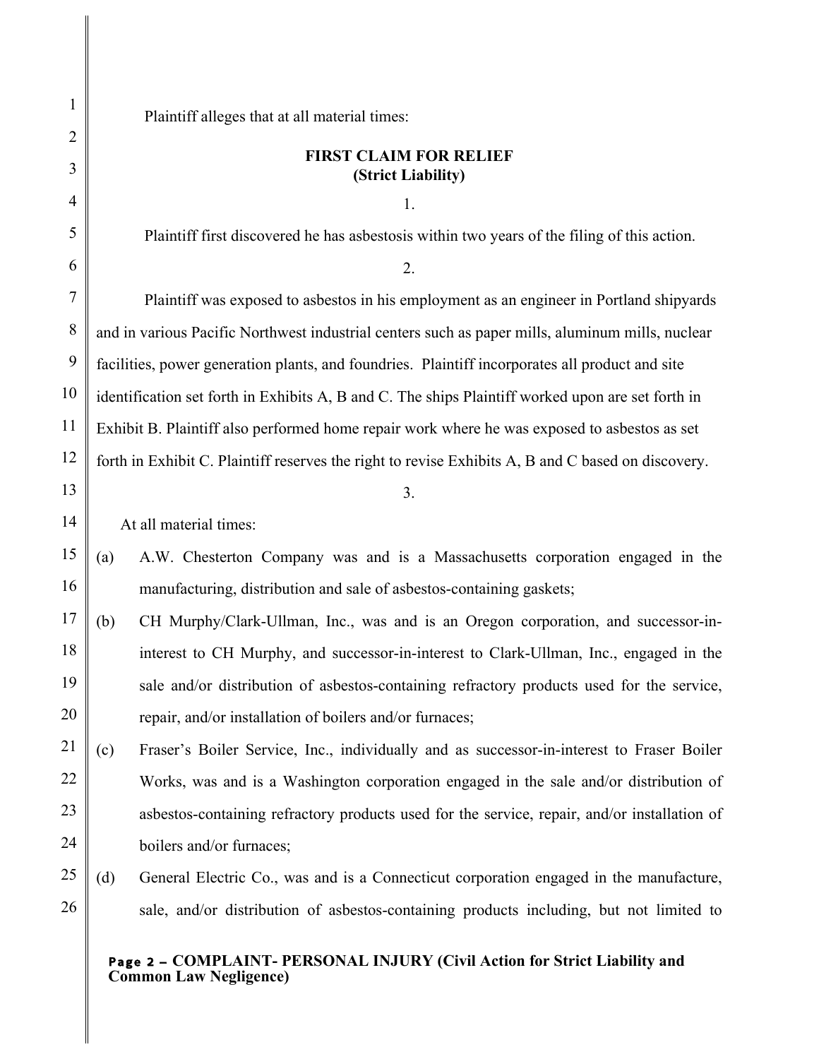Plaintiff alleges that at all material times:

**FIRST CLAIM FOR RELIEF**
**(Strict Liability)**

1.

Plaintiff first discovered he has asbestosis within two years of the filing of this action.

2.

Plaintiff was exposed to asbestos in his employment as an engineer in Portland shipyards and in various Pacific Northwest industrial centers such as paper mills, aluminum mills, nuclear facilities, power generation plants, and foundries. Plaintiff incorporates all product and site identification set forth in Exhibits A, B and C. The ships Plaintiff worked upon are set forth in Exhibit B. Plaintiff also performed home repair work where he was exposed to asbestos as set forth in Exhibit C. Plaintiff reserves the right to revise Exhibits A, B and C based on discovery.

3.

At all material times:

(a) A.W. Chesterton Company was and is a Massachusetts corporation engaged in the manufacturing, distribution and sale of asbestos-containing gaskets;

(b) CH Murphy/Clark-Ullman, Inc., was and is an Oregon corporation, and successor-in-interest to CH Murphy, and successor-in-interest to Clark-Ullman, Inc., engaged in the sale and/or distribution of asbestos-containing refractory products used for the service, repair, and/or installation of boilers and/or furnaces;

(c) Fraser's Boiler Service, Inc., individually and as successor-in-interest to Fraser Boiler Works, was and is a Washington corporation engaged in the sale and/or distribution of asbestos-containing refractory products used for the service, repair, and/or installation of boilers and/or furnaces;

(d) General Electric Co., was and is a Connecticut corporation engaged in the manufacture, sale, and/or distribution of asbestos-containing products including, but not limited to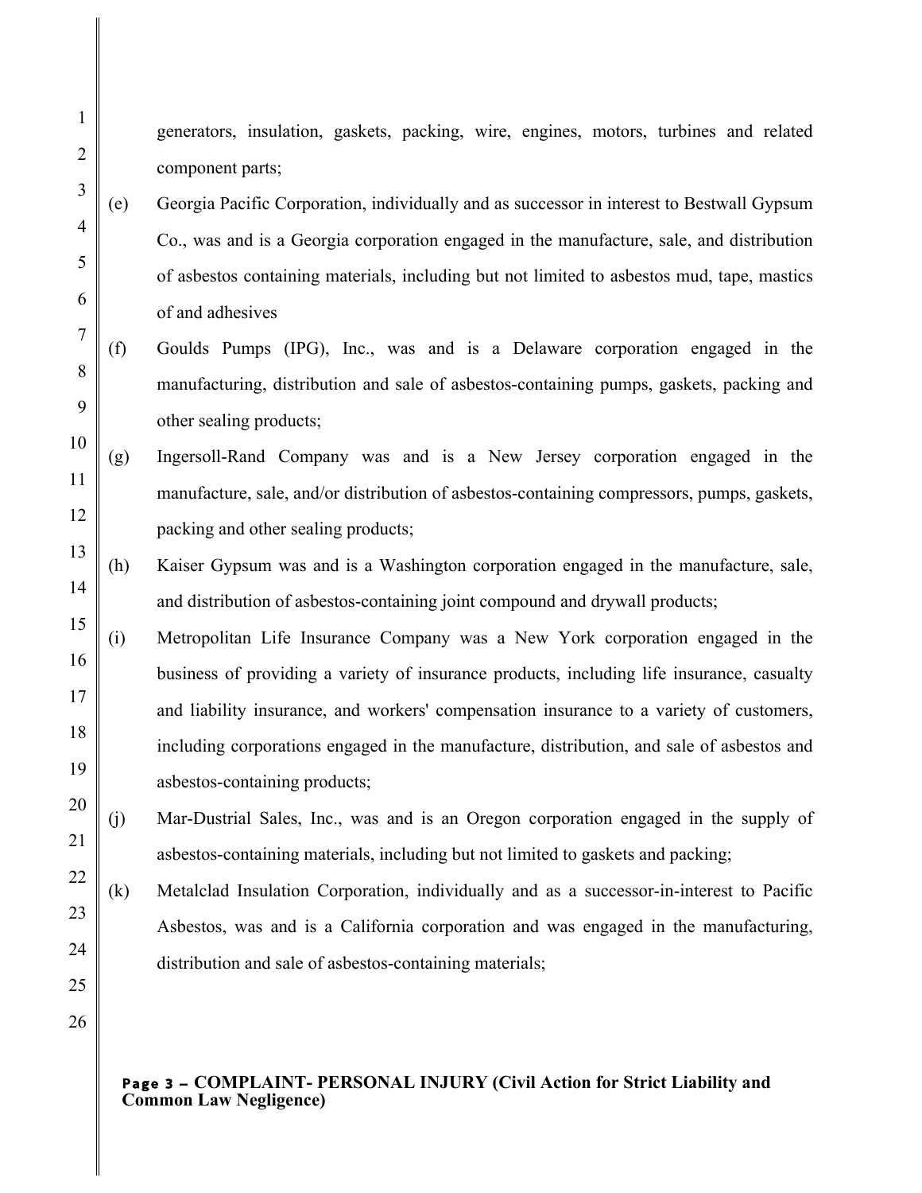generators, insulation, gaskets, packing, wire, engines, motors, turbines and related component parts;

(e) Georgia Pacific Corporation, individually and as successor in interest to Bestwall Gypsum Co., was and is a Georgia corporation engaged in the manufacture, sale, and distribution of asbestos containing materials, including but not limited to asbestos mud, tape, mastics of and adhesives

(f) Goulds Pumps (IPG), Inc., was and is a Delaware corporation engaged in the manufacturing, distribution and sale of asbestos-containing pumps, gaskets, packing and other sealing products;

(g) Ingersoll-Rand Company was and is a New Jersey corporation engaged in the manufacture, sale, and/or distribution of asbestos-containing compressors, pumps, gaskets, packing and other sealing products;

(h) Kaiser Gypsum was and is a Washington corporation engaged in the manufacture, sale, and distribution of asbestos-containing joint compound and drywall products;

(i) Metropolitan Life Insurance Company was a New York corporation engaged in the business of providing a variety of insurance products, including life insurance, casualty and liability insurance, and workers' compensation insurance to a variety of customers, including corporations engaged in the manufacture, distribution, and sale of asbestos and asbestos-containing products;

(j) Mar-Dustrial Sales, Inc., was and is an Oregon corporation engaged in the supply of asbestos-containing materials, including but not limited to gaskets and packing;

(k) Metalclad Insulation Corporation, individually and as a successor-in-interest to Pacific Asbestos, was and is a California corporation and was engaged in the manufacturing, distribution and sale of asbestos-containing materials;

**Page 3 – COMPLAINT- PERSONAL INJURY (Civil Action for Strict Liability and Common Law Negligence)**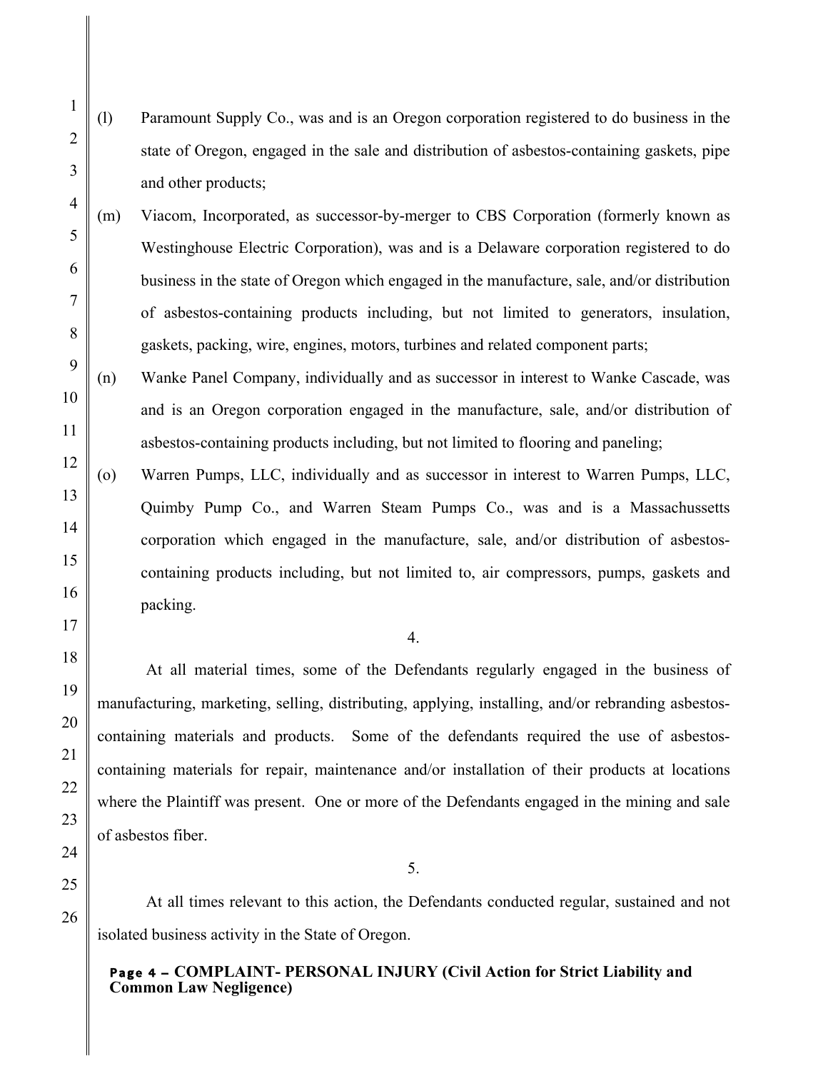(l) Paramount Supply Co., was and is an Oregon corporation registered to do business in the state of Oregon, engaged in the sale and distribution of asbestos-containing gaskets, pipe and other products;

(m) Viacom, Incorporated, as successor-by-merger to CBS Corporation (formerly known as Westinghouse Electric Corporation), was and is a Delaware corporation registered to do business in the state of Oregon which engaged in the manufacture, sale, and/or distribution of asbestos-containing products including, but not limited to generators, insulation, gaskets, packing, wire, engines, motors, turbines and related component parts;

(n) Wanke Panel Company, individually and as successor in interest to Wanke Cascade, was and is an Oregon corporation engaged in the manufacture, sale, and/or distribution of asbestos-containing products including, but not limited to flooring and paneling;

(o) Warren Pumps, LLC, individually and as successor in interest to Warren Pumps, LLC, Quimby Pump Co., and Warren Steam Pumps Co., was and is a Massachussetts corporation which engaged in the manufacture, sale, and/or distribution of asbestos-containing products including, but not limited to, air compressors, pumps, gaskets and packing.

4.

At all material times, some of the Defendants regularly engaged in the business of manufacturing, marketing, selling, distributing, applying, installing, and/or rebranding asbestos-containing materials and products. Some of the defendants required the use of asbestos-containing materials for repair, maintenance and/or installation of their products at locations where the Plaintiff was present. One or more of the Defendants engaged in the mining and sale of asbestos fiber.

5.

At all times relevant to this action, the Defendants conducted regular, sustained and not isolated business activity in the State of Oregon.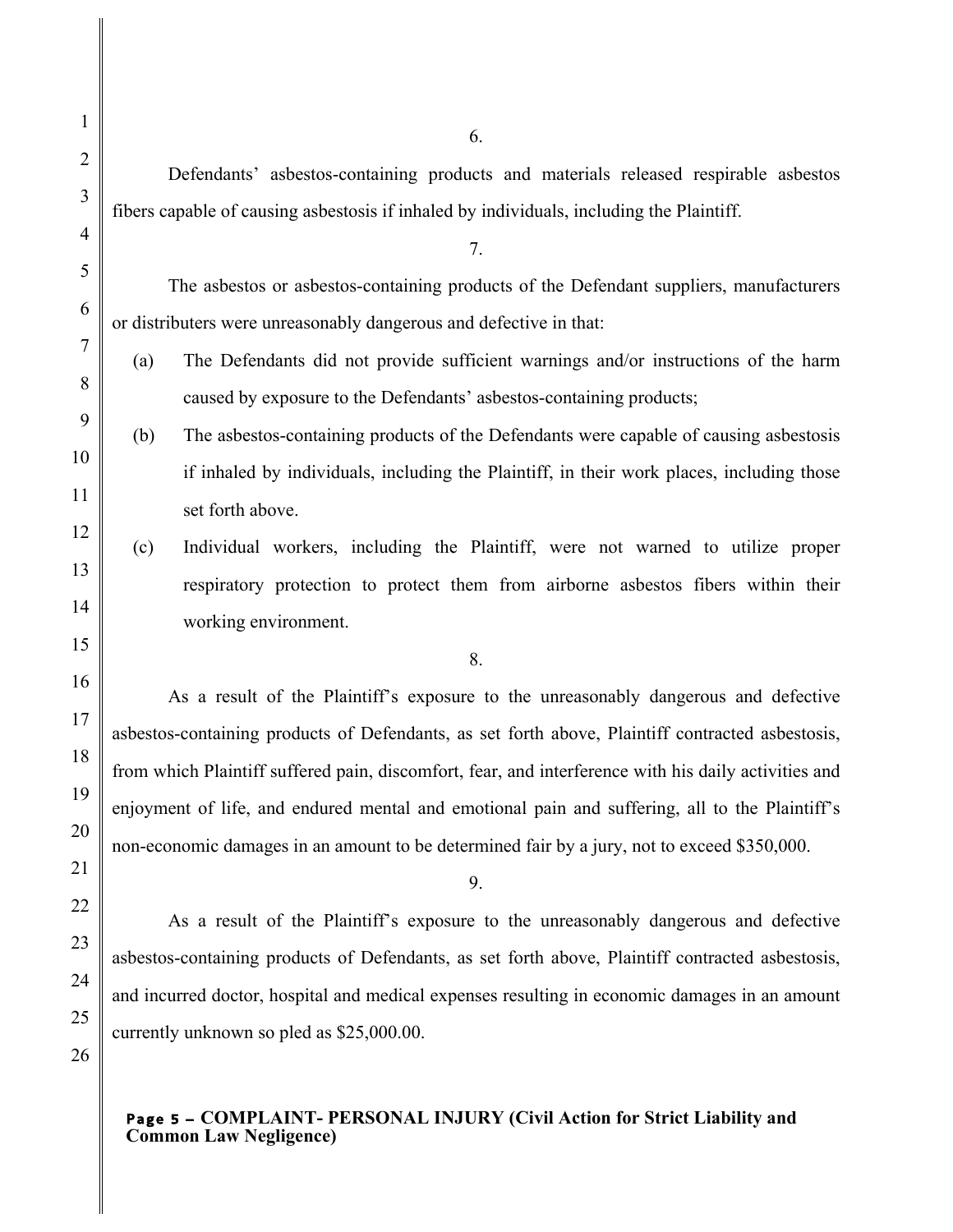6.

Defendants' asbestos-containing products and materials released respirable asbestos fibers capable of causing asbestosis if inhaled by individuals, including the Plaintiff.

7.

The asbestos or asbestos-containing products of the Defendant suppliers, manufacturers or distributers were unreasonably dangerous and defective in that:

(a) The Defendants did not provide sufficient warnings and/or instructions of the harm caused by exposure to the Defendants' asbestos-containing products;

(b) The asbestos-containing products of the Defendants were capable of causing asbestosis if inhaled by individuals, including the Plaintiff, in their work places, including those set forth above.

(c) Individual workers, including the Plaintiff, were not warned to utilize proper respiratory protection to protect them from airborne asbestos fibers within their working environment.

8.

As a result of the Plaintiff's exposure to the unreasonably dangerous and defective asbestos-containing products of Defendants, as set forth above, Plaintiff contracted asbestosis, from which Plaintiff suffered pain, discomfort, fear, and interference with his daily activities and enjoyment of life, and endured mental and emotional pain and suffering, all to the Plaintiff's non-economic damages in an amount to be determined fair by a jury, not to exceed $350,000.

9.

As a result of the Plaintiff's exposure to the unreasonably dangerous and defective asbestos-containing products of Defendants, as set forth above, Plaintiff contracted asbestosis, and incurred doctor, hospital and medical expenses resulting in economic damages in an amount currently unknown so pled as $25,000.00.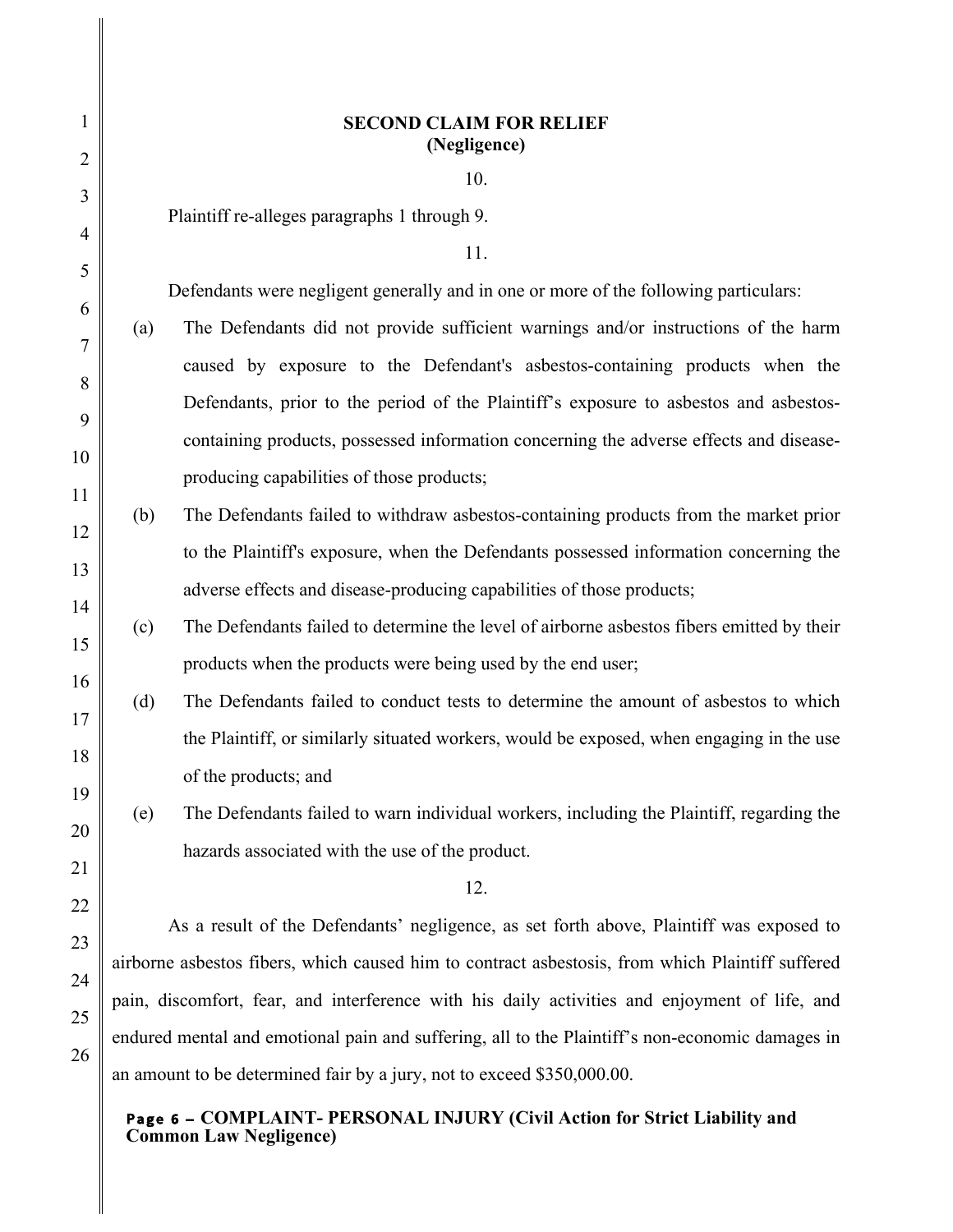## SECOND CLAIM FOR RELIEF
### (Negligence)

10.

Plaintiff re-alleges paragraphs 1 through 9.

11.

Defendants were negligent generally and in one or more of the following particulars:

(a) The Defendants did not provide sufficient warnings and/or instructions of the harm caused by exposure to the Defendant's asbestos-containing products when the Defendants, prior to the period of the Plaintiff's exposure to asbestos and asbestos-containing products, possessed information concerning the adverse effects and disease-producing capabilities of those products;

(b) The Defendants failed to withdraw asbestos-containing products from the market prior to the Plaintiff's exposure, when the Defendants possessed information concerning the adverse effects and disease-producing capabilities of those products;

(c) The Defendants failed to determine the level of airborne asbestos fibers emitted by their products when the products were being used by the end user;

(d) The Defendants failed to conduct tests to determine the amount of asbestos to which the Plaintiff, or similarly situated workers, would be exposed, when engaging in the use of the products; and

(e) The Defendants failed to warn individual workers, including the Plaintiff, regarding the hazards associated with the use of the product.

12.

As a result of the Defendants' negligence, as set forth above, Plaintiff was exposed to airborne asbestos fibers, which caused him to contract asbestosis, from which Plaintiff suffered pain, discomfort, fear, and interference with his daily activities and enjoyment of life, and endured mental and emotional pain and suffering, all to the Plaintiff's non-economic damages in an amount to be determined fair by a jury, not to exceed $350,000.00.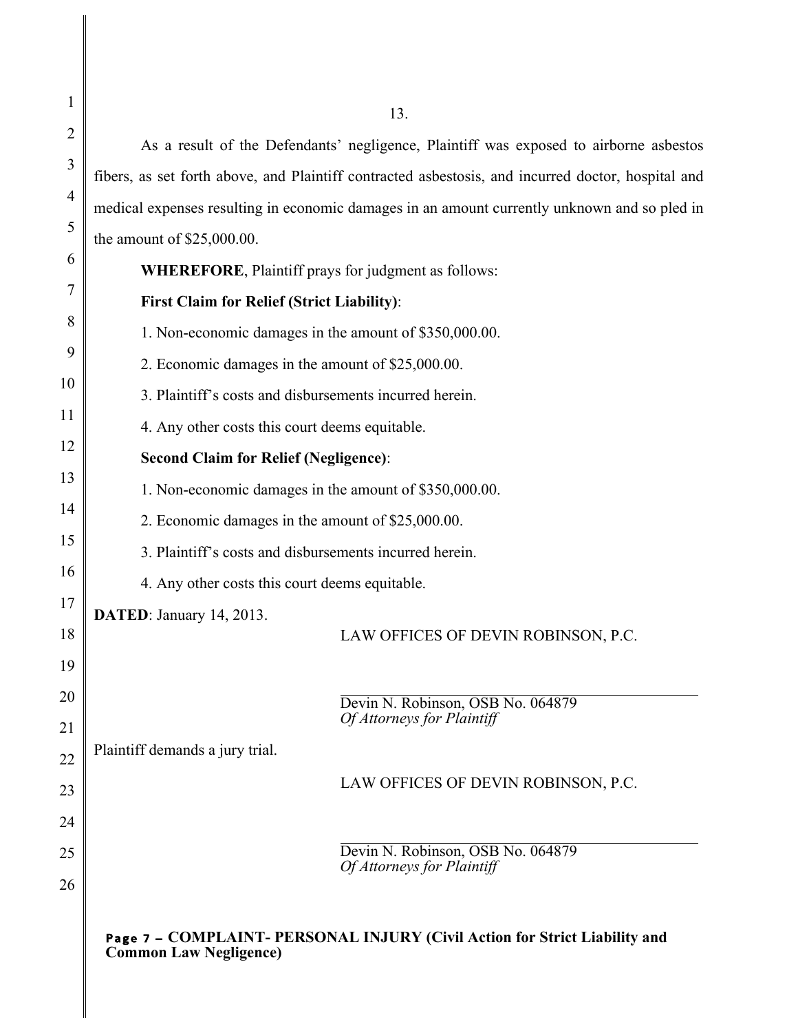13.

As a result of the Defendants' negligence, Plaintiff was exposed to airborne asbestos fibers, as set forth above, and Plaintiff contracted asbestosis, and incurred doctor, hospital and medical expenses resulting in economic damages in an amount currently unknown and so pled in the amount of $25,000.00.

**WHEREFORE**, Plaintiff prays for judgment as follows:

**First Claim for Relief (Strict Liability)**:

1. Non-economic damages in the amount of $350,000.00.
2. Economic damages in the amount of $25,000.00.
3. Plaintiff's costs and disbursements incurred herein.
4. Any other costs this court deems equitable.

**Second Claim for Relief (Negligence)**:

1. Non-economic damages in the amount of $350,000.00.
2. Economic damages in the amount of $25,000.00.
3. Plaintiff's costs and disbursements incurred herein.
4. Any other costs this court deems equitable.

**DATED**: January 14, 2013.

LAW OFFICES OF DEVIN ROBINSON, P.C.

\_\_\_\_\_\_\_\_\_\_\_\_\_\_\_\_\_\_\_\_\_\_\_\_\_\_\_\_\_\_\_\_\_\_\_\_\_\_
Devin N. Robinson, OSB No. 064879
*Of Attorneys for Plaintiff*

Plaintiff demands a jury trial.

LAW OFFICES OF DEVIN ROBINSON, P.C.

\_\_\_\_\_\_\_\_\_\_\_\_\_\_\_\_\_\_\_\_\_\_\_\_\_\_\_\_\_\_\_\_\_\_\_\_\_\_
Devin N. Robinson, OSB No. 064879
*Of Attorneys for Plaintiff*